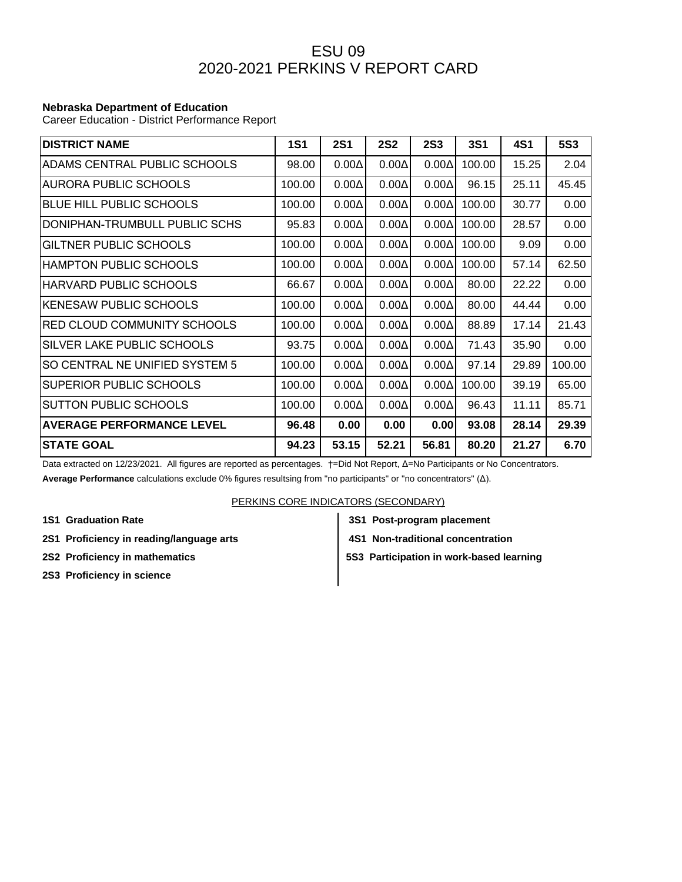# ESU 09
# 2020-2021 PERKINS V REPORT CARD

**Nebraska Department of Education**
Career Education - District Performance Report

| DISTRICT NAME | 1S1 | 2S1 | 2S2 | 2S3 | 3S1 | 4S1 | 5S3 |
|---|---|---|---|---|---|---|---|
| ADAMS CENTRAL PUBLIC SCHOOLS | 98.00 | 0.00Δ | 0.00Δ | 0.00Δ | 100.00 | 15.25 | 2.04 |
| AURORA PUBLIC SCHOOLS | 100.00 | 0.00Δ | 0.00Δ | 0.00Δ | 96.15 | 25.11 | 45.45 |
| BLUE HILL PUBLIC SCHOOLS | 100.00 | 0.00Δ | 0.00Δ | 0.00Δ | 100.00 | 30.77 | 0.00 |
| DONIPHAN-TRUMBULL PUBLIC SCHS | 95.83 | 0.00Δ | 0.00Δ | 0.00Δ | 100.00 | 28.57 | 0.00 |
| GILTNER PUBLIC SCHOOLS | 100.00 | 0.00Δ | 0.00Δ | 0.00Δ | 100.00 | 9.09 | 0.00 |
| HAMPTON PUBLIC SCHOOLS | 100.00 | 0.00Δ | 0.00Δ | 0.00Δ | 100.00 | 57.14 | 62.50 |
| HARVARD PUBLIC SCHOOLS | 66.67 | 0.00Δ | 0.00Δ | 0.00Δ | 80.00 | 22.22 | 0.00 |
| KENESAW PUBLIC SCHOOLS | 100.00 | 0.00Δ | 0.00Δ | 0.00Δ | 80.00 | 44.44 | 0.00 |
| RED CLOUD COMMUNITY SCHOOLS | 100.00 | 0.00Δ | 0.00Δ | 0.00Δ | 88.89 | 17.14 | 21.43 |
| SILVER LAKE PUBLIC SCHOOLS | 93.75 | 0.00Δ | 0.00Δ | 0.00Δ | 71.43 | 35.90 | 0.00 |
| SO CENTRAL NE UNIFIED SYSTEM 5 | 100.00 | 0.00Δ | 0.00Δ | 0.00Δ | 97.14 | 29.89 | 100.00 |
| SUPERIOR PUBLIC SCHOOLS | 100.00 | 0.00Δ | 0.00Δ | 0.00Δ | 100.00 | 39.19 | 65.00 |
| SUTTON PUBLIC SCHOOLS | 100.00 | 0.00Δ | 0.00Δ | 0.00Δ | 96.43 | 11.11 | 85.71 |
| **AVERAGE PERFORMANCE LEVEL** | **96.48** | **0.00** | **0.00** | **0.00** | **93.08** | **28.14** | **29.39** |
| **STATE GOAL** | **94.23** | **53.15** | **52.21** | **56.81** | **80.20** | **21.27** | **6.70** |

Data extracted on 12/23/2021. All figures are reported as percentages. †=Did Not Report, Δ=No Participants or No Concentrators.

**Average Performance** calculations exclude 0% figures resultsing from "no participants" or "no concentrators" (Δ).

PERKINS CORE INDICATORS (SECONDARY)

**1S1 Graduation Rate**

**2S1 Proficiency in reading/language arts**

**2S2 Proficiency in mathematics**

**2S3 Proficiency in science**

**3S1 Post-program placement**

**4S1 Non-traditional concentration**

**5S3 Participation in work-based learning**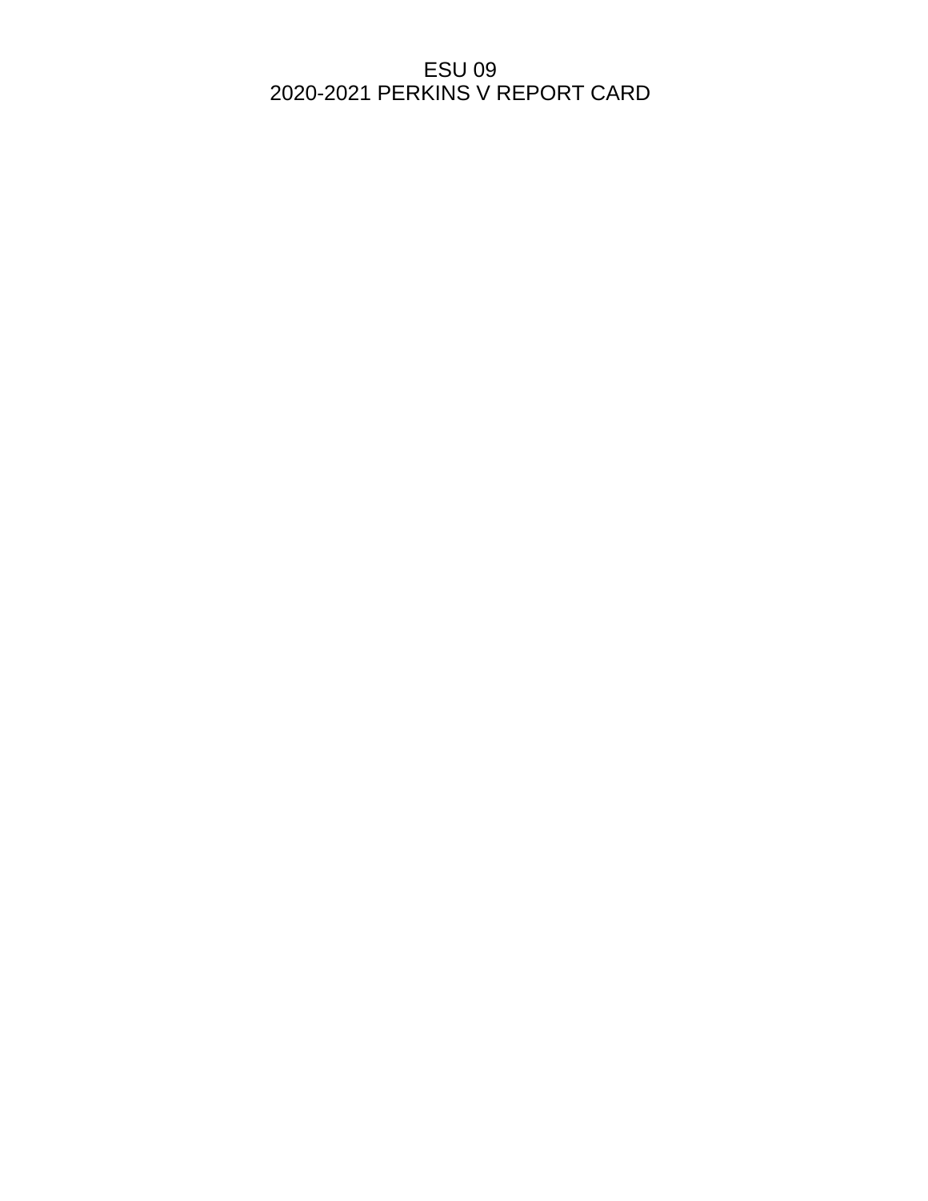# ESU 09
## 2020-2021 PERKINS V REPORT CARD